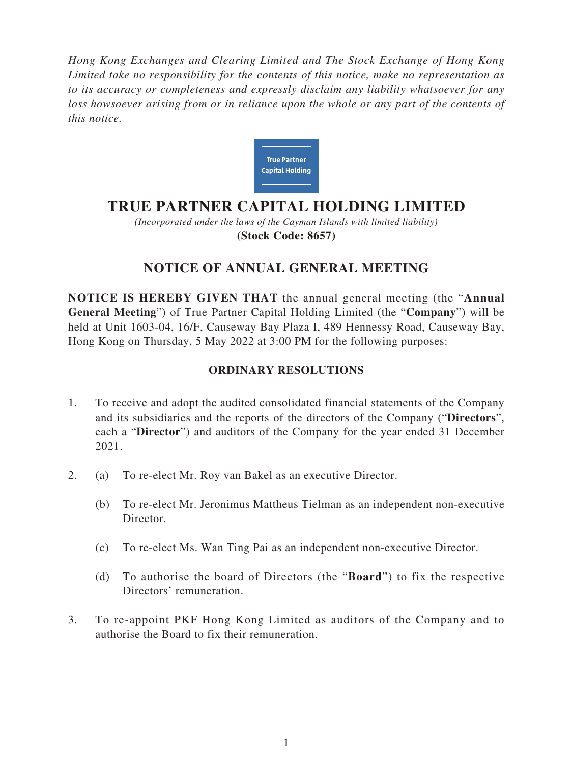*Hong Kong Exchanges and Clearing Limited and The Stock Exchange of Hong Kong Limited take no responsibility for the contents of this notice, make no representation as to its accuracy or completeness and expressly disclaim any liability whatsoever for any loss howsoever arising from or in reliance upon the whole or any part of the contents of this notice.*

True Partner Capital Holding

# TRUE PARTNER CAPITAL HOLDING LIMITED

*(Incorporated under the laws of the Cayman Islands with limited liability)*

**(Stock Code: 8657)**

## NOTICE OF ANNUAL GENERAL MEETING

**NOTICE IS HEREBY GIVEN THAT** the annual general meeting (the "**Annual General Meeting**") of True Partner Capital Holding Limited (the "**Company**") will be held at Unit 1603-04, 16/F, Causeway Bay Plaza I, 489 Hennessy Road, Causeway Bay, Hong Kong on Thursday, 5 May 2022 at 3:00 PM for the following purposes:

### ORDINARY RESOLUTIONS

1. To receive and adopt the audited consolidated financial statements of the Company and its subsidiaries and the reports of the directors of the Company ("**Directors**", each a "**Director**") and auditors of the Company for the year ended 31 December 2021.

2. (a) To re-elect Mr. Roy van Bakel as an executive Director.

   (b) To re-elect Mr. Jeronimus Mattheus Tielman as an independent non-executive Director.

   (c) To re-elect Ms. Wan Ting Pai as an independent non-executive Director.

   (d) To authorise the board of Directors (the "**Board**") to fix the respective Directors' remuneration.

3. To re-appoint PKF Hong Kong Limited as auditors of the Company and to authorise the Board to fix their remuneration.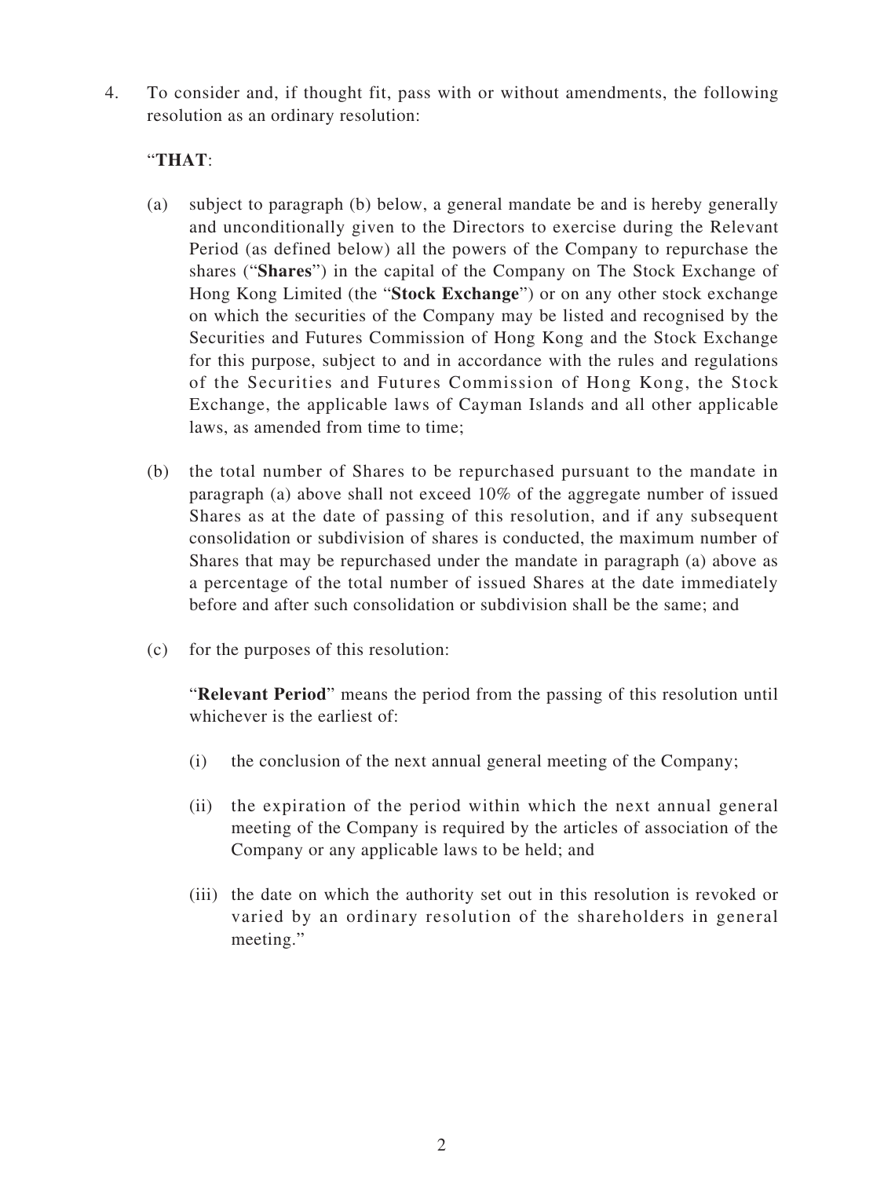4. To consider and, if thought fit, pass with or without amendments, the following resolution as an ordinary resolution:

"**THAT**:

(a) subject to paragraph (b) below, a general mandate be and is hereby generally and unconditionally given to the Directors to exercise during the Relevant Period (as defined below) all the powers of the Company to repurchase the shares ("**Shares**") in the capital of the Company on The Stock Exchange of Hong Kong Limited (the "**Stock Exchange**") or on any other stock exchange on which the securities of the Company may be listed and recognised by the Securities and Futures Commission of Hong Kong and the Stock Exchange for this purpose, subject to and in accordance with the rules and regulations of the Securities and Futures Commission of Hong Kong, the Stock Exchange, the applicable laws of Cayman Islands and all other applicable laws, as amended from time to time;

(b) the total number of Shares to be repurchased pursuant to the mandate in paragraph (a) above shall not exceed 10% of the aggregate number of issued Shares as at the date of passing of this resolution, and if any subsequent consolidation or subdivision of shares is conducted, the maximum number of Shares that may be repurchased under the mandate in paragraph (a) above as a percentage of the total number of issued Shares at the date immediately before and after such consolidation or subdivision shall be the same; and

(c) for the purposes of this resolution:

"**Relevant Period**" means the period from the passing of this resolution until whichever is the earliest of:

(i) the conclusion of the next annual general meeting of the Company;

(ii) the expiration of the period within which the next annual general meeting of the Company is required by the articles of association of the Company or any applicable laws to be held; and

(iii) the date on which the authority set out in this resolution is revoked or varied by an ordinary resolution of the shareholders in general meeting."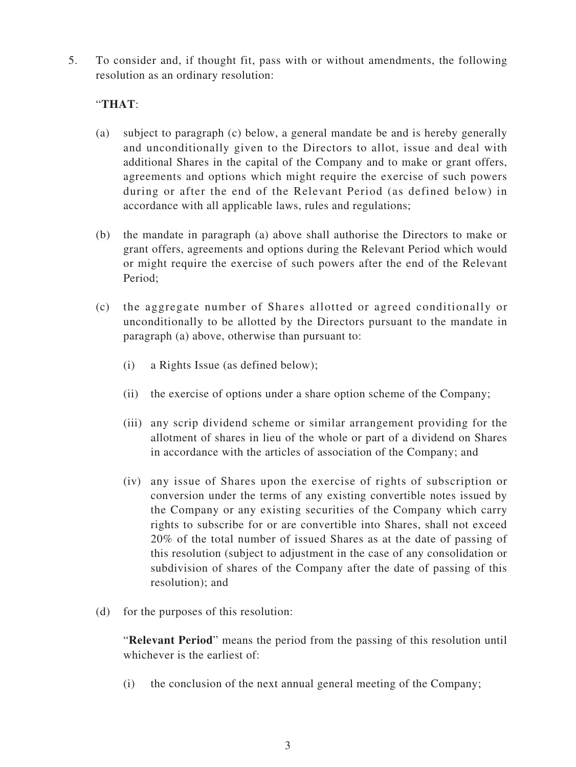5. To consider and, if thought fit, pass with or without amendments, the following resolution as an ordinary resolution:

   "**THAT**:

   (a) subject to paragraph (c) below, a general mandate be and is hereby generally and unconditionally given to the Directors to allot, issue and deal with additional Shares in the capital of the Company and to make or grant offers, agreements and options which might require the exercise of such powers during or after the end of the Relevant Period (as defined below) in accordance with all applicable laws, rules and regulations;

   (b) the mandate in paragraph (a) above shall authorise the Directors to make or grant offers, agreements and options during the Relevant Period which would or might require the exercise of such powers after the end of the Relevant Period;

   (c) the aggregate number of Shares allotted or agreed conditionally or unconditionally to be allotted by the Directors pursuant to the mandate in paragraph (a) above, otherwise than pursuant to:

      (i) a Rights Issue (as defined below);

      (ii) the exercise of options under a share option scheme of the Company;

      (iii) any scrip dividend scheme or similar arrangement providing for the allotment of shares in lieu of the whole or part of a dividend on Shares in accordance with the articles of association of the Company; and

      (iv) any issue of Shares upon the exercise of rights of subscription or conversion under the terms of any existing convertible notes issued by the Company or any existing securities of the Company which carry rights to subscribe for or are convertible into Shares, shall not exceed 20% of the total number of issued Shares as at the date of passing of this resolution (subject to adjustment in the case of any consolidation or subdivision of shares of the Company after the date of passing of this resolution); and

   (d) for the purposes of this resolution:

      "**Relevant Period**" means the period from the passing of this resolution until whichever is the earliest of:

      (i) the conclusion of the next annual general meeting of the Company;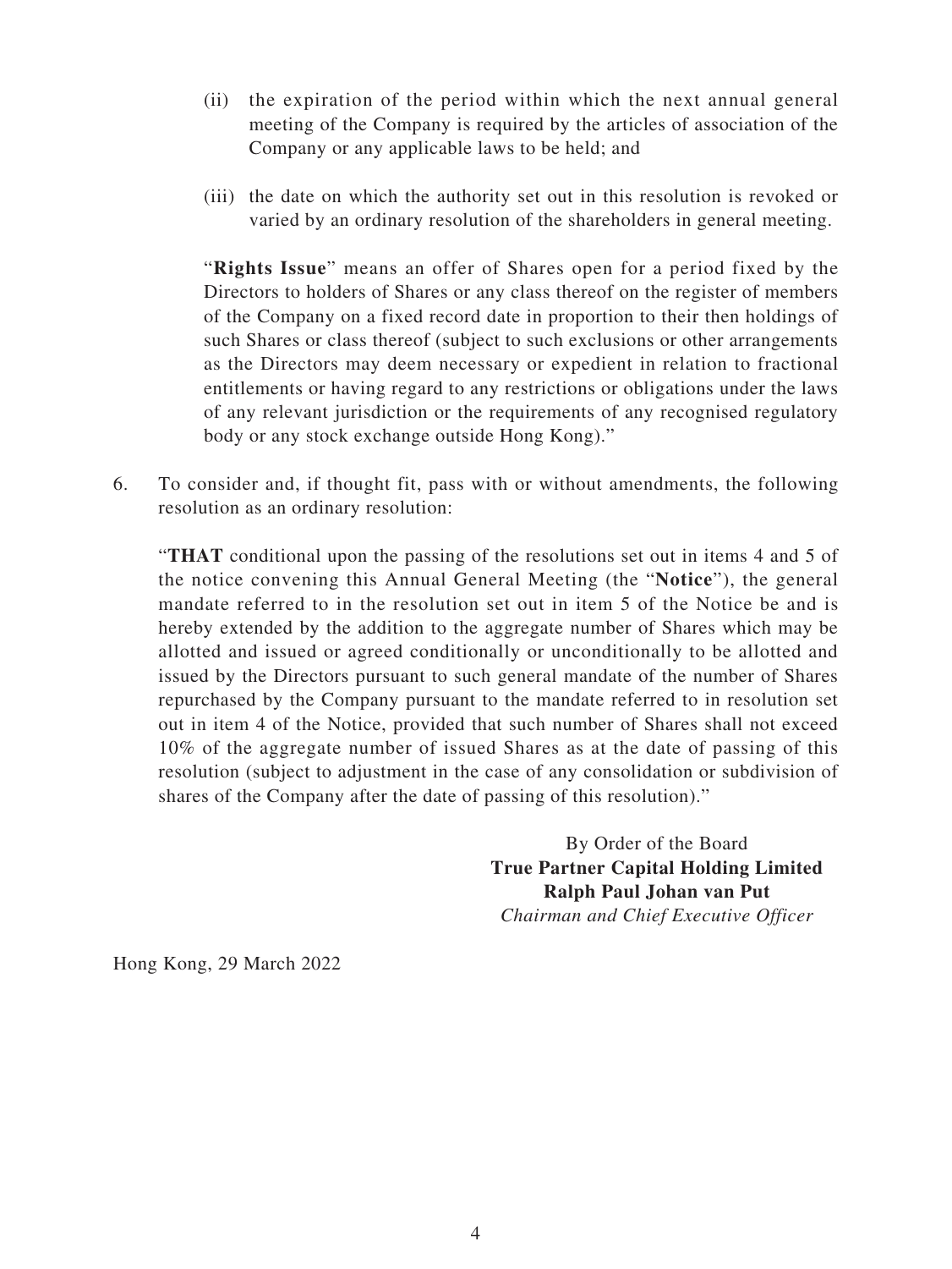(ii) the expiration of the period within which the next annual general meeting of the Company is required by the articles of association of the Company or any applicable laws to be held; and

(iii) the date on which the authority set out in this resolution is revoked or varied by an ordinary resolution of the shareholders in general meeting.

"**Rights Issue**" means an offer of Shares open for a period fixed by the Directors to holders of Shares or any class thereof on the register of members of the Company on a fixed record date in proportion to their then holdings of such Shares or class thereof (subject to such exclusions or other arrangements as the Directors may deem necessary or expedient in relation to fractional entitlements or having regard to any restrictions or obligations under the laws of any relevant jurisdiction or the requirements of any recognised regulatory body or any stock exchange outside Hong Kong)."

6. To consider and, if thought fit, pass with or without amendments, the following resolution as an ordinary resolution:

"**THAT** conditional upon the passing of the resolutions set out in items 4 and 5 of the notice convening this Annual General Meeting (the "**Notice**"), the general mandate referred to in the resolution set out in item 5 of the Notice be and is hereby extended by the addition to the aggregate number of Shares which may be allotted and issued or agreed conditionally or unconditionally to be allotted and issued by the Directors pursuant to such general mandate of the number of Shares repurchased by the Company pursuant to the mandate referred to in resolution set out in item 4 of the Notice, provided that such number of Shares shall not exceed 10% of the aggregate number of issued Shares as at the date of passing of this resolution (subject to adjustment in the case of any consolidation or subdivision of shares of the Company after the date of passing of this resolution)."

By Order of the Board
**True Partner Capital Holding Limited**
**Ralph Paul Johan van Put**
*Chairman and Chief Executive Officer*

Hong Kong, 29 March 2022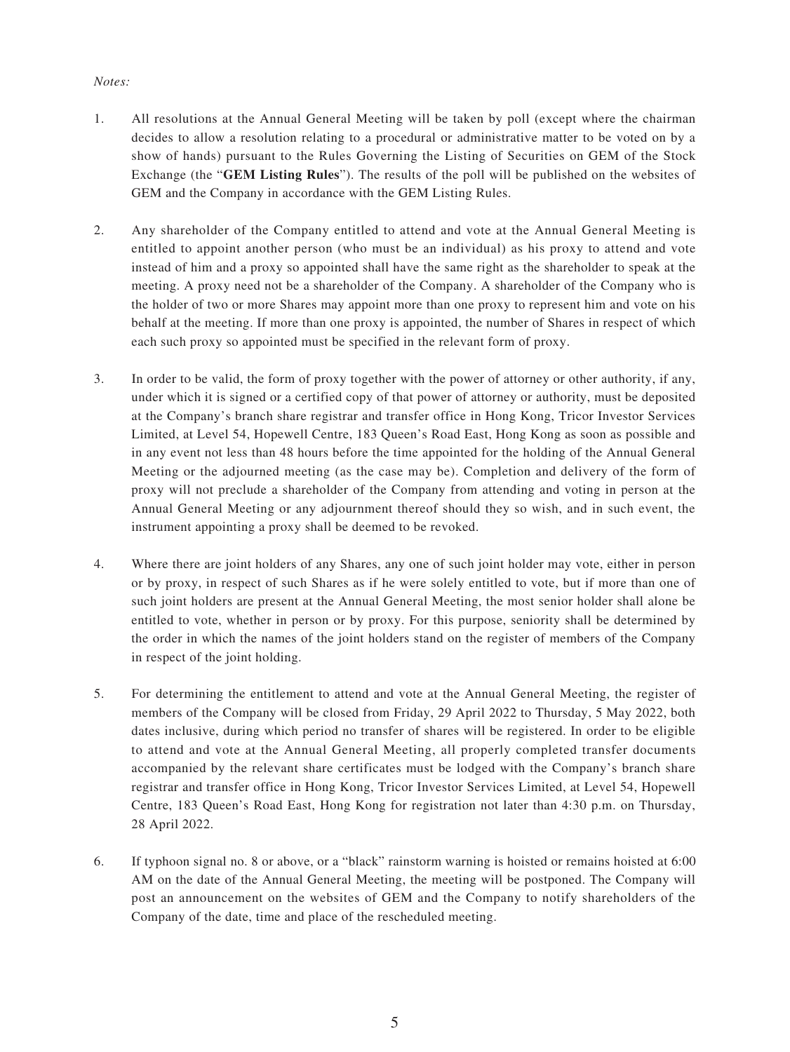*Notes:*

1. All resolutions at the Annual General Meeting will be taken by poll (except where the chairman decides to allow a resolution relating to a procedural or administrative matter to be voted on by a show of hands) pursuant to the Rules Governing the Listing of Securities on GEM of the Stock Exchange (the "**GEM Listing Rules**"). The results of the poll will be published on the websites of GEM and the Company in accordance with the GEM Listing Rules.

2. Any shareholder of the Company entitled to attend and vote at the Annual General Meeting is entitled to appoint another person (who must be an individual) as his proxy to attend and vote instead of him and a proxy so appointed shall have the same right as the shareholder to speak at the meeting. A proxy need not be a shareholder of the Company. A shareholder of the Company who is the holder of two or more Shares may appoint more than one proxy to represent him and vote on his behalf at the meeting. If more than one proxy is appointed, the number of Shares in respect of which each such proxy so appointed must be specified in the relevant form of proxy.

3. In order to be valid, the form of proxy together with the power of attorney or other authority, if any, under which it is signed or a certified copy of that power of attorney or authority, must be deposited at the Company's branch share registrar and transfer office in Hong Kong, Tricor Investor Services Limited, at Level 54, Hopewell Centre, 183 Queen's Road East, Hong Kong as soon as possible and in any event not less than 48 hours before the time appointed for the holding of the Annual General Meeting or the adjourned meeting (as the case may be). Completion and delivery of the form of proxy will not preclude a shareholder of the Company from attending and voting in person at the Annual General Meeting or any adjournment thereof should they so wish, and in such event, the instrument appointing a proxy shall be deemed to be revoked.

4. Where there are joint holders of any Shares, any one of such joint holder may vote, either in person or by proxy, in respect of such Shares as if he were solely entitled to vote, but if more than one of such joint holders are present at the Annual General Meeting, the most senior holder shall alone be entitled to vote, whether in person or by proxy. For this purpose, seniority shall be determined by the order in which the names of the joint holders stand on the register of members of the Company in respect of the joint holding.

5. For determining the entitlement to attend and vote at the Annual General Meeting, the register of members of the Company will be closed from Friday, 29 April 2022 to Thursday, 5 May 2022, both dates inclusive, during which period no transfer of shares will be registered. In order to be eligible to attend and vote at the Annual General Meeting, all properly completed transfer documents accompanied by the relevant share certificates must be lodged with the Company's branch share registrar and transfer office in Hong Kong, Tricor Investor Services Limited, at Level 54, Hopewell Centre, 183 Queen's Road East, Hong Kong for registration not later than 4:30 p.m. on Thursday, 28 April 2022.

6. If typhoon signal no. 8 or above, or a "black" rainstorm warning is hoisted or remains hoisted at 6:00 AM on the date of the Annual General Meeting, the meeting will be postponed. The Company will post an announcement on the websites of GEM and the Company to notify shareholders of the Company of the date, time and place of the rescheduled meeting.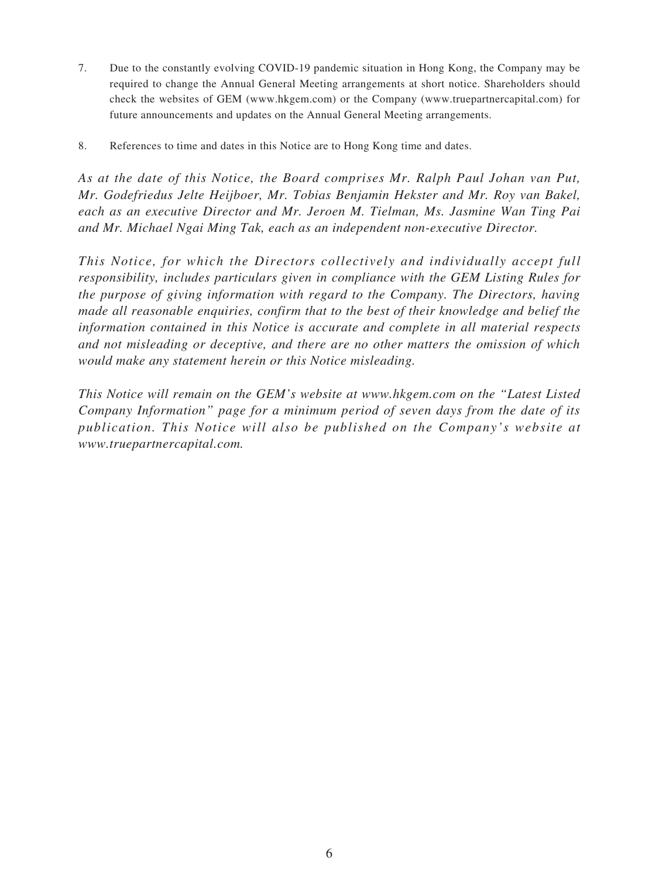7. Due to the constantly evolving COVID-19 pandemic situation in Hong Kong, the Company may be required to change the Annual General Meeting arrangements at short notice. Shareholders should check the websites of GEM (www.hkgem.com) or the Company (www.truepartnercapital.com) for future announcements and updates on the Annual General Meeting arrangements.

8. References to time and dates in this Notice are to Hong Kong time and dates.

*As at the date of this Notice, the Board comprises Mr. Ralph Paul Johan van Put, Mr. Godefriedus Jelte Heijboer, Mr. Tobias Benjamin Hekster and Mr. Roy van Bakel, each as an executive Director and Mr. Jeroen M. Tielman, Ms. Jasmine Wan Ting Pai and Mr. Michael Ngai Ming Tak, each as an independent non-executive Director.*

*This Notice, for which the Directors collectively and individually accept full responsibility, includes particulars given in compliance with the GEM Listing Rules for the purpose of giving information with regard to the Company. The Directors, having made all reasonable enquiries, confirm that to the best of their knowledge and belief the information contained in this Notice is accurate and complete in all material respects and not misleading or deceptive, and there are no other matters the omission of which would make any statement herein or this Notice misleading.*

*This Notice will remain on the GEM's website at www.hkgem.com on the "Latest Listed Company Information" page for a minimum period of seven days from the date of its publication. This Notice will also be published on the Company's website at www.truepartnercapital.com.*